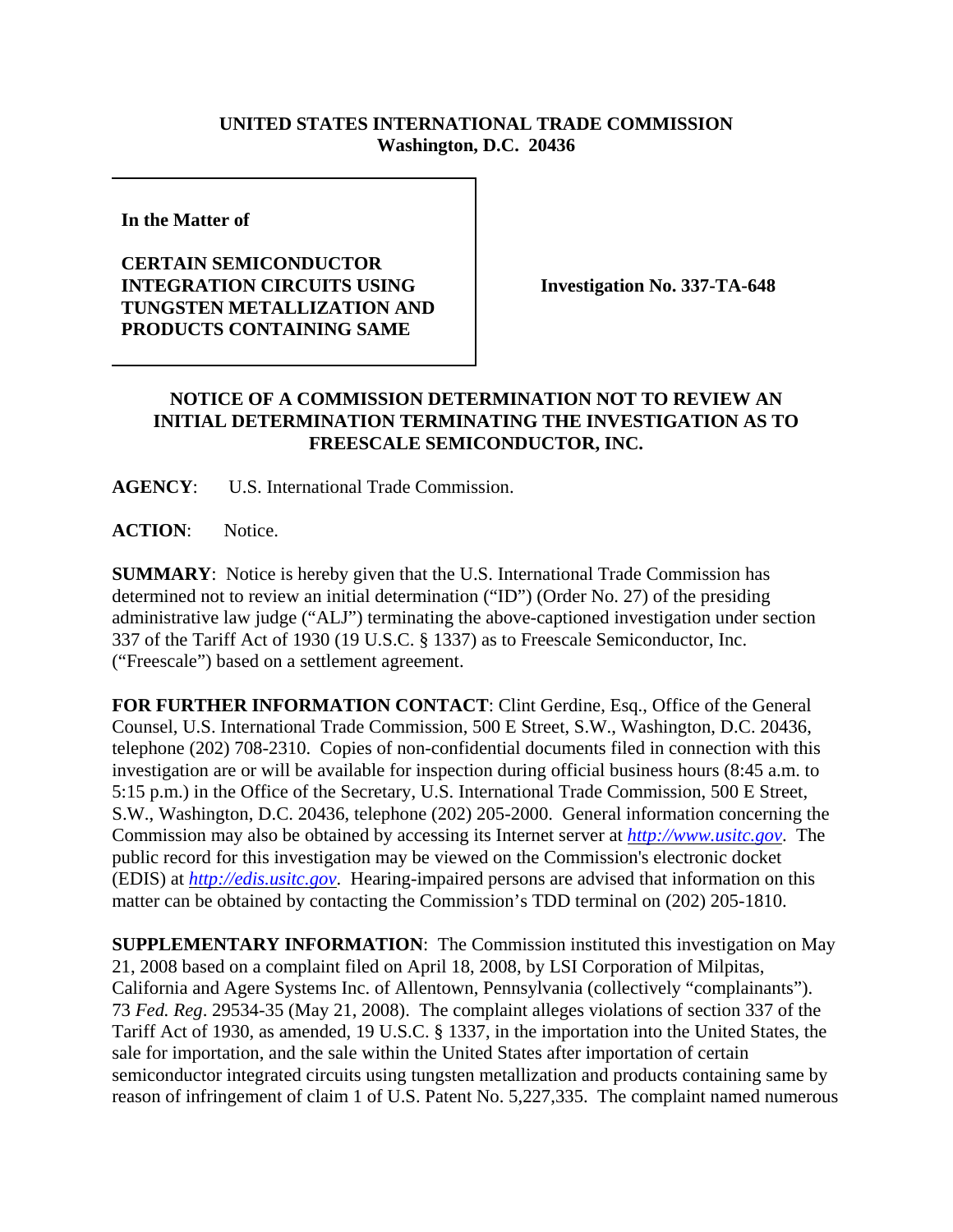**UNITED STATES INTERNATIONAL TRADE COMMISSION**
**Washington, D.C. 20436**

| In the Matter of | |
|---|---|
| **CERTAIN SEMICONDUCTOR INTEGRATION CIRCUITS USING TUNGSTEN METALLIZATION AND PRODUCTS CONTAINING SAME** | **Investigation No. 337-TA-648** |

## NOTICE OF A COMMISSION DETERMINATION NOT TO REVIEW AN INITIAL DETERMINATION TERMINATING THE INVESTIGATION AS TO FREESCALE SEMICONDUCTOR, INC.

**AGENCY**: U.S. International Trade Commission.

**ACTION**: Notice.

**SUMMARY**: Notice is hereby given that the U.S. International Trade Commission has determined not to review an initial determination ("ID") (Order No. 27) of the presiding administrative law judge ("ALJ") terminating the above-captioned investigation under section 337 of the Tariff Act of 1930 (19 U.S.C. § 1337) as to Freescale Semiconductor, Inc. ("Freescale") based on a settlement agreement.

**FOR FURTHER INFORMATION CONTACT**: Clint Gerdine, Esq., Office of the General Counsel, U.S. International Trade Commission, 500 E Street, S.W., Washington, D.C. 20436, telephone (202) 708-2310. Copies of non-confidential documents filed in connection with this investigation are or will be available for inspection during official business hours (8:45 a.m. to 5:15 p.m.) in the Office of the Secretary, U.S. International Trade Commission, 500 E Street, S.W., Washington, D.C. 20436, telephone (202) 205-2000. General information concerning the Commission may also be obtained by accessing its Internet server at *http://www.usitc.gov*. The public record for this investigation may be viewed on the Commission's electronic docket (EDIS) at *http://edis.usitc.gov*. Hearing-impaired persons are advised that information on this matter can be obtained by contacting the Commission's TDD terminal on (202) 205-1810.

**SUPPLEMENTARY INFORMATION**: The Commission instituted this investigation on May 21, 2008 based on a complaint filed on April 18, 2008, by LSI Corporation of Milpitas, California and Agere Systems Inc. of Allentown, Pennsylvania (collectively "complainants"). 73 *Fed. Reg*. 29534-35 (May 21, 2008). The complaint alleges violations of section 337 of the Tariff Act of 1930, as amended, 19 U.S.C. § 1337, in the importation into the United States, the sale for importation, and the sale within the United States after importation of certain semiconductor integrated circuits using tungsten metallization and products containing same by reason of infringement of claim 1 of U.S. Patent No. 5,227,335. The complaint named numerous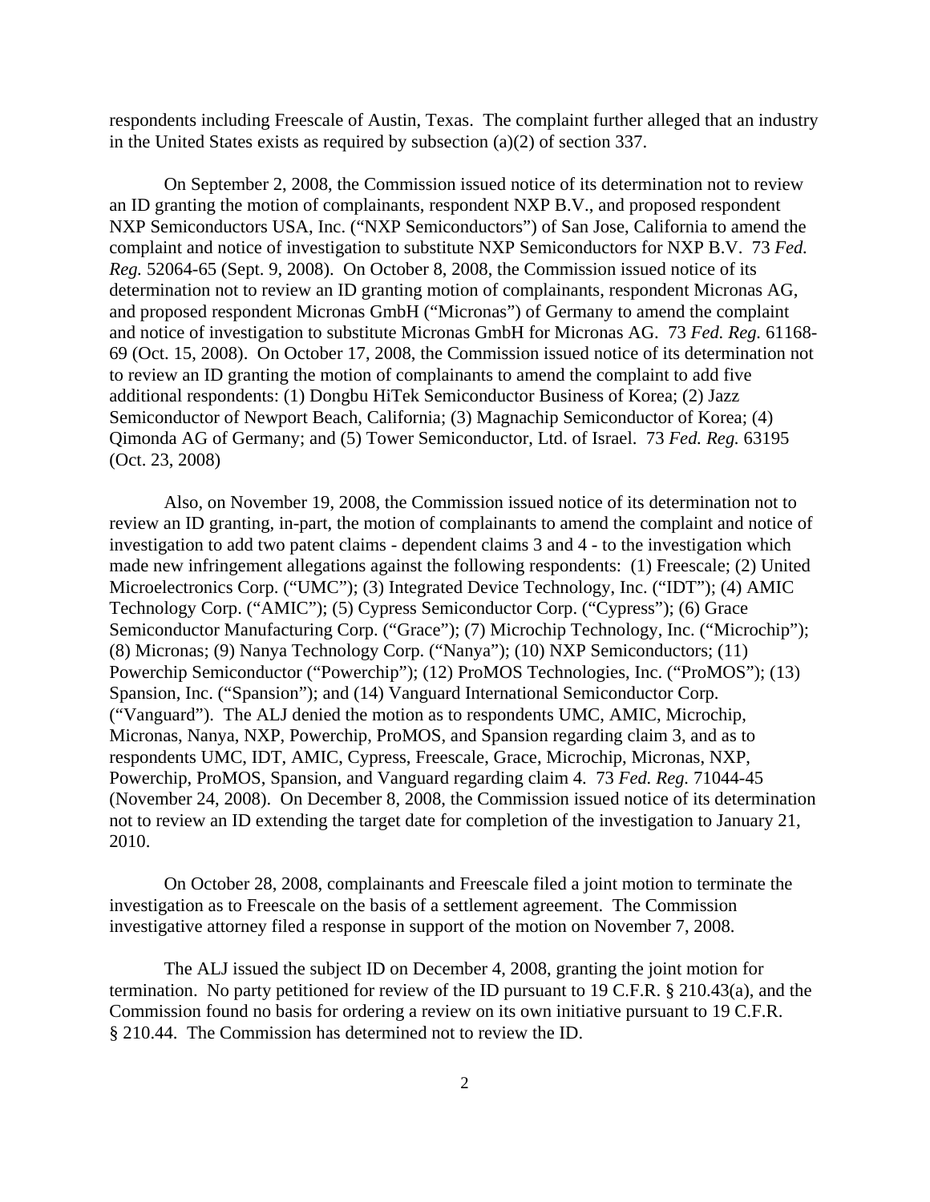respondents including Freescale of Austin, Texas. The complaint further alleged that an industry in the United States exists as required by subsection (a)(2) of section 337.

On September 2, 2008, the Commission issued notice of its determination not to review an ID granting the motion of complainants, respondent NXP B.V., and proposed respondent NXP Semiconductors USA, Inc. ("NXP Semiconductors") of San Jose, California to amend the complaint and notice of investigation to substitute NXP Semiconductors for NXP B.V. 73 *Fed. Reg.* 52064-65 (Sept. 9, 2008). On October 8, 2008, the Commission issued notice of its determination not to review an ID granting motion of complainants, respondent Micronas AG, and proposed respondent Micronas GmbH ("Micronas") of Germany to amend the complaint and notice of investigation to substitute Micronas GmbH for Micronas AG. 73 *Fed. Reg.* 61168-69 (Oct. 15, 2008). On October 17, 2008, the Commission issued notice of its determination not to review an ID granting the motion of complainants to amend the complaint to add five additional respondents: (1) Dongbu HiTek Semiconductor Business of Korea; (2) Jazz Semiconductor of Newport Beach, California; (3) Magnachip Semiconductor of Korea; (4) Qimonda AG of Germany; and (5) Tower Semiconductor, Ltd. of Israel. 73 *Fed. Reg.* 63195 (Oct. 23, 2008)

Also, on November 19, 2008, the Commission issued notice of its determination not to review an ID granting, in-part, the motion of complainants to amend the complaint and notice of investigation to add two patent claims - dependent claims 3 and 4 - to the investigation which made new infringement allegations against the following respondents: (1) Freescale; (2) United Microelectronics Corp. ("UMC"); (3) Integrated Device Technology, Inc. ("IDT"); (4) AMIC Technology Corp. ("AMIC"); (5) Cypress Semiconductor Corp. ("Cypress"); (6) Grace Semiconductor Manufacturing Corp. ("Grace"); (7) Microchip Technology, Inc. ("Microchip"); (8) Micronas; (9) Nanya Technology Corp. ("Nanya"); (10) NXP Semiconductors; (11) Powerchip Semiconductor ("Powerchip"); (12) ProMOS Technologies, Inc. ("ProMOS"); (13) Spansion, Inc. ("Spansion"); and (14) Vanguard International Semiconductor Corp. ("Vanguard"). The ALJ denied the motion as to respondents UMC, AMIC, Microchip, Micronas, Nanya, NXP, Powerchip, ProMOS, and Spansion regarding claim 3, and as to respondents UMC, IDT, AMIC, Cypress, Freescale, Grace, Microchip, Micronas, NXP, Powerchip, ProMOS, Spansion, and Vanguard regarding claim 4. 73 *Fed. Reg.* 71044-45 (November 24, 2008). On December 8, 2008, the Commission issued notice of its determination not to review an ID extending the target date for completion of the investigation to January 21, 2010.

On October 28, 2008, complainants and Freescale filed a joint motion to terminate the investigation as to Freescale on the basis of a settlement agreement. The Commission investigative attorney filed a response in support of the motion on November 7, 2008.

The ALJ issued the subject ID on December 4, 2008, granting the joint motion for termination. No party petitioned for review of the ID pursuant to 19 C.F.R. § 210.43(a), and the Commission found no basis for ordering a review on its own initiative pursuant to 19 C.F.R. § 210.44. The Commission has determined not to review the ID.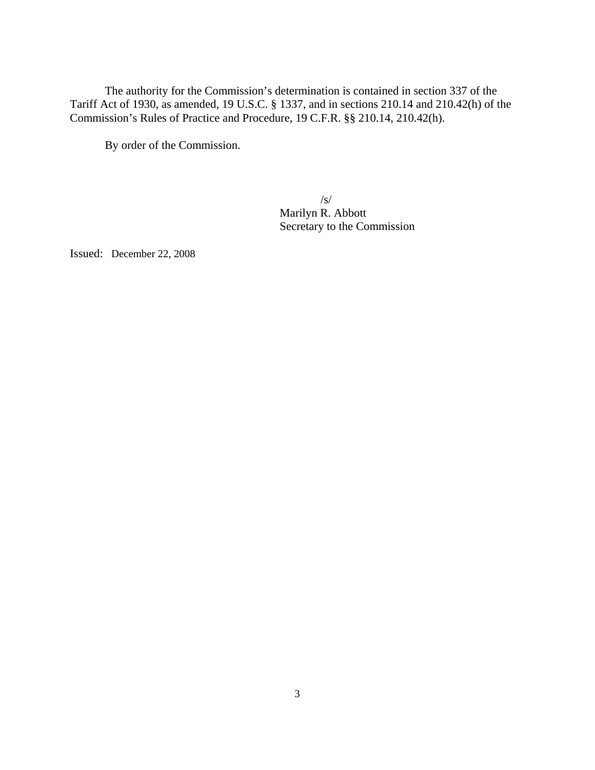The authority for the Commission's determination is contained in section 337 of the Tariff Act of 1930, as amended, 19 U.S.C. § 1337, and in sections 210.14 and 210.42(h) of the Commission's Rules of Practice and Procedure, 19 C.F.R. §§ 210.14, 210.42(h).

By order of the Commission.

/s/
Marilyn R. Abbott
Secretary to the Commission

Issued: December 22, 2008